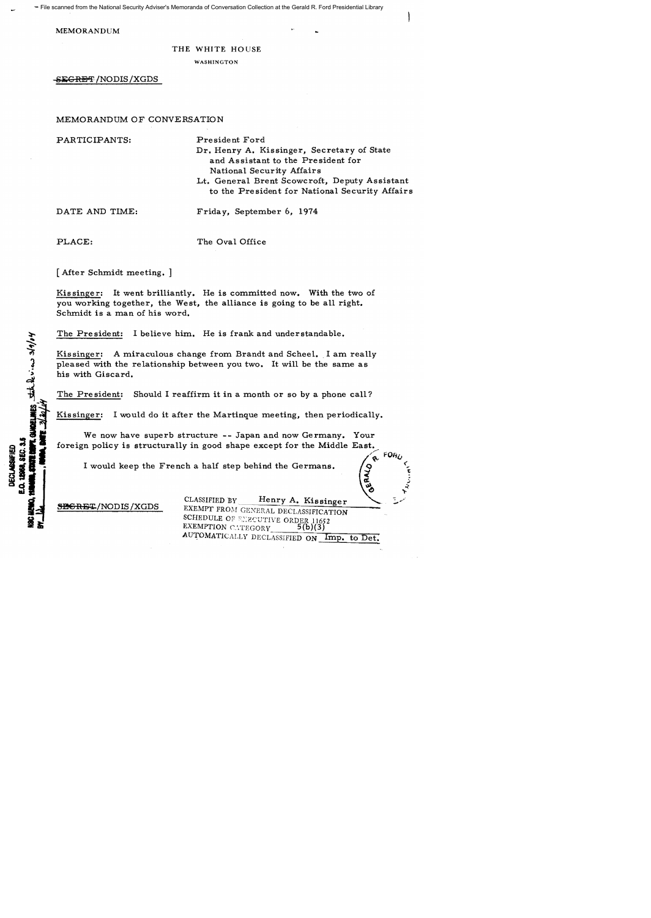File scanned from the National Security Adviser's Memoranda of Conversation Collection at the Gerald R. Ford Presidential Library

MEMORANDUM

THE WHITE HOUSE

WASHINGTON

~~SECRET~~/NODIS/XGDS

MEMORANDUM OF CONVERSATION

PARTICIPANTS: President Ford
Dr. Henry A. Kissinger, Secretary of State and Assistant to the President for National Security Affairs
Lt. General Brent Scowcroft, Deputy Assistant to the President for National Security Affairs

DATE AND TIME: Friday, September 6, 1974

PLACE: The Oval Office

[After Schmidt meeting.]

Kissinger: It went brilliantly. He is committed now. With the two of you working together, the West, the alliance is going to be all right. Schmidt is a man of his word.

The President: I believe him. He is frank and understandable.

Kissinger: A miraculous change from Brandt and Scheel. I am really pleased with the relationship between you two. It will be the same as his with Giscard.

The President: Should I reaffirm it in a month or so by a phone call?

Kissinger: I would do it after the Martinque meeting, then periodically.

We now have superb structure -- Japan and now Germany. Your foreign policy is structurally in good shape except for the Middle East.

I would keep the French a half step behind the Germans.

~~SECRET~~/NODIS/XGDS

CLASSIFIED BY Henry A. Kissinger
EXEMPT FROM GENERAL DECLASSIFICATION SCHEDULE OF EXECUTIVE ORDER 11652
EXEMPTION CATEGORY 5(b)(3)
AUTOMATICALLY DECLASSIFIED ON Imp. to Det.

DECLASSIFIED
E.O. 12958, SEC. 3.5
NSC MEMO, 11/24/98, STATE DEPT. GUIDELINES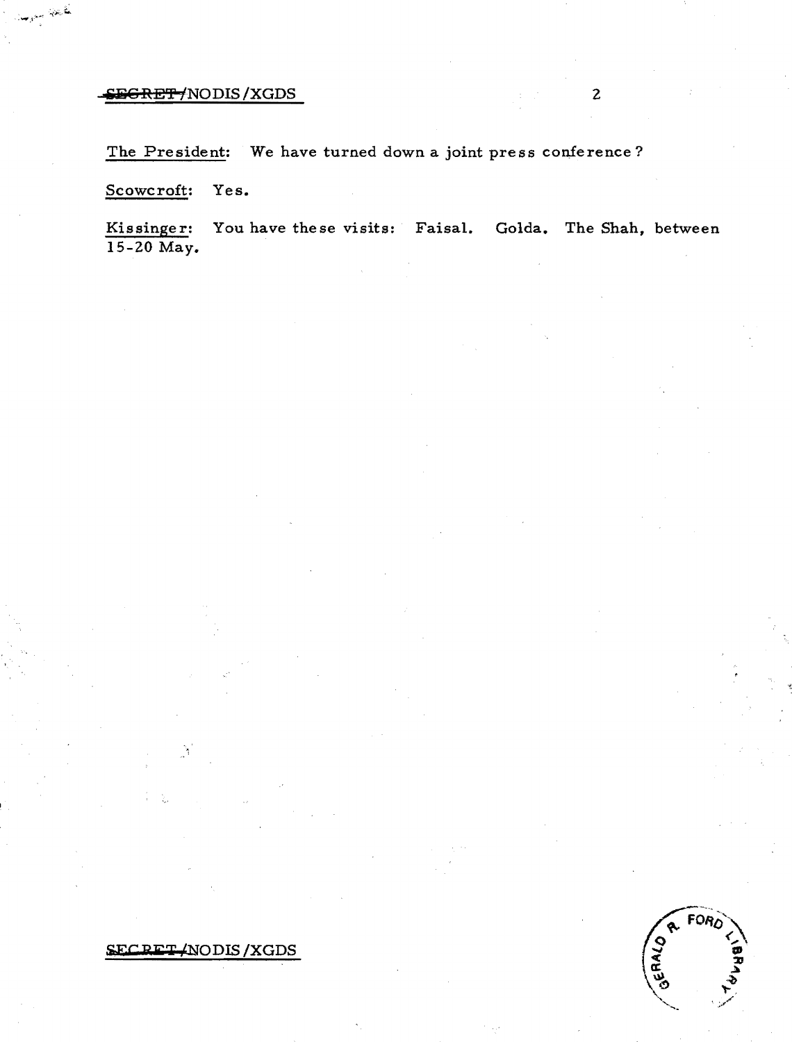The President: We have turned down a joint press conference?

Scowcroft: Yes.

Kissinger: You have these visits: Faisal. Golda. The Shah, between 15-20 May.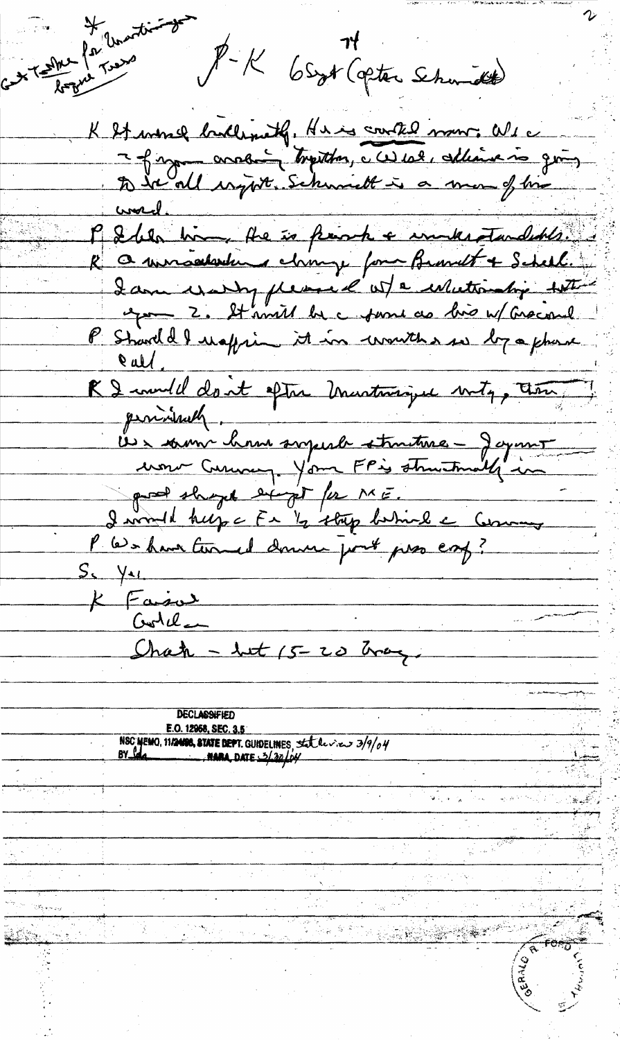\* Get Telex for Martinique Bogue Trees

P-K 6 Sept (after Schmidt)

K It went brilliantly. He is excited now. W/ c 2 of you working together, c West, alliance is going to be all right. Schmidt is a man of his word.

P I like him. He is frank & understandable.

K A miraculous change from Brandt & Scheel. I am really pleased w/ c relationship w/ you 2. It will be c same as his w/ Giscard

P Should I reaffirm it in writing or by a phone call.

K I would do it after Martinique mtg, then personally.

We now have superb structure – Japan – now Germany. Your FP is structurally in good shape except for ME.

I would keep c Fr ½ step behind c Germany

P We have turned down post press conf?

S Yes

K Fairest

Cold

Chah – hit 15-20 Iraq.

DECLASSIFIED
E.O. 12958, SEC. 3.5
NSC MEMO, 11/24/98, STATE DEPT. GUIDELINES State review 3/9/04
BY [initials] NARA, DATE 3/30/04